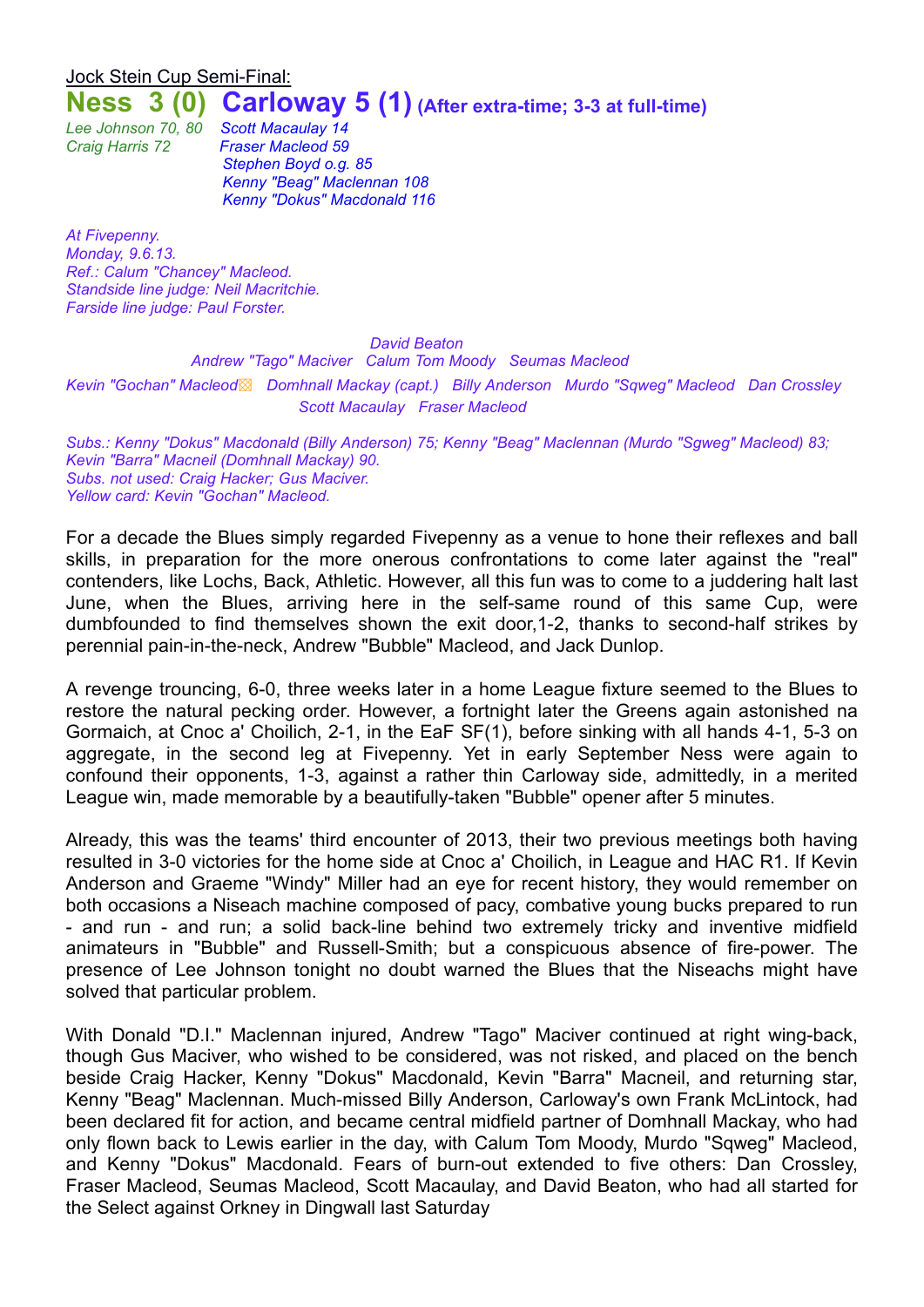Jock Stein Cup Semi-Final:

## Ness 3 (0) Carloway 5 (1) (After extra-time; 3-3 at full-time)

*Lee Johnson 70, 80* — *Scott Macaulay 14*
*Craig Harris 72* — *Fraser Macleod 59*
*Stephen Boyd o.g. 85*
*Kenny "Beag" Maclennan 108*
*Kenny "Dokus" Macdonald 116*

*At Fivepenny.*
*Monday, 9.6.13.*
*Ref.: Calum "Chancey" Macleod.*
*Standside line judge: Neil Macritchie.*
*Farside line judge: Paul Forster.*

*David Beaton*

*Andrew "Tago" Maciver   Calum Tom Moody   Seumas Macleod*

*Kevin "Gochan" Macleod▧   Domhnall Mackay (capt.)   Billy Anderson   Murdo "Sqweg" Macleod   Dan Crossley*

*Scott Macaulay   Fraser Macleod*

*Subs.: Kenny "Dokus" Macdonald (Billy Anderson) 75; Kenny "Beag" Maclennan (Murdo "Sgweg" Macleod) 83; Kevin "Barra" Macneil (Domhnall Mackay) 90.*
*Subs. not used: Craig Hacker; Gus Maciver.*
*Yellow card: Kevin "Gochan" Macleod.*

For a decade the Blues simply regarded Fivepenny as a venue to hone their reflexes and ball skills, in preparation for the more onerous confrontations to come later against the "real" contenders, like Lochs, Back, Athletic. However, all this fun was to come to a juddering halt last June, when the Blues, arriving here in the self-same round of this same Cup, were dumbfounded to find themselves shown the exit door,1-2, thanks to second-half strikes by perennial pain-in-the-neck, Andrew "Bubble" Macleod, and Jack Dunlop.

A revenge trouncing, 6-0, three weeks later in a home League fixture seemed to the Blues to restore the natural pecking order. However, a fortnight later the Greens again astonished na Gormaich, at Cnoc a' Choilich, 2-1, in the EaF SF(1), before sinking with all hands 4-1, 5-3 on aggregate, in the second leg at Fivepenny. Yet in early September Ness were again to confound their opponents, 1-3, against a rather thin Carloway side, admittedly, in a merited League win, made memorable by a beautifully-taken "Bubble" opener after 5 minutes.

Already, this was the teams' third encounter of 2013, their two previous meetings both having resulted in 3-0 victories for the home side at Cnoc a' Choilich, in League and HAC R1. If Kevin Anderson and Graeme "Windy" Miller had an eye for recent history, they would remember on both occasions a Niseach machine composed of pacy, combative young bucks prepared to run - and run - and run; a solid back-line behind two extremely tricky and inventive midfield animateurs in "Bubble" and Russell-Smith; but a conspicuous absence of fire-power. The presence of Lee Johnson tonight no doubt warned the Blues that the Niseachs might have solved that particular problem.

With Donald "D.I." Maclennan injured, Andrew "Tago" Maciver continued at right wing-back, though Gus Maciver, who wished to be considered, was not risked, and placed on the bench beside Craig Hacker, Kenny "Dokus" Macdonald, Kevin "Barra" Macneil, and returning star, Kenny "Beag" Maclennan. Much-missed Billy Anderson, Carloway's own Frank McLintock, had been declared fit for action, and became central midfield partner of Domhnall Mackay, who had only flown back to Lewis earlier in the day, with Calum Tom Moody, Murdo "Sqweg" Macleod, and Kenny "Dokus" Macdonald. Fears of burn-out extended to five others: Dan Crossley, Fraser Macleod, Seumas Macleod, Scott Macaulay, and David Beaton, who had all started for the Select against Orkney in Dingwall last Saturday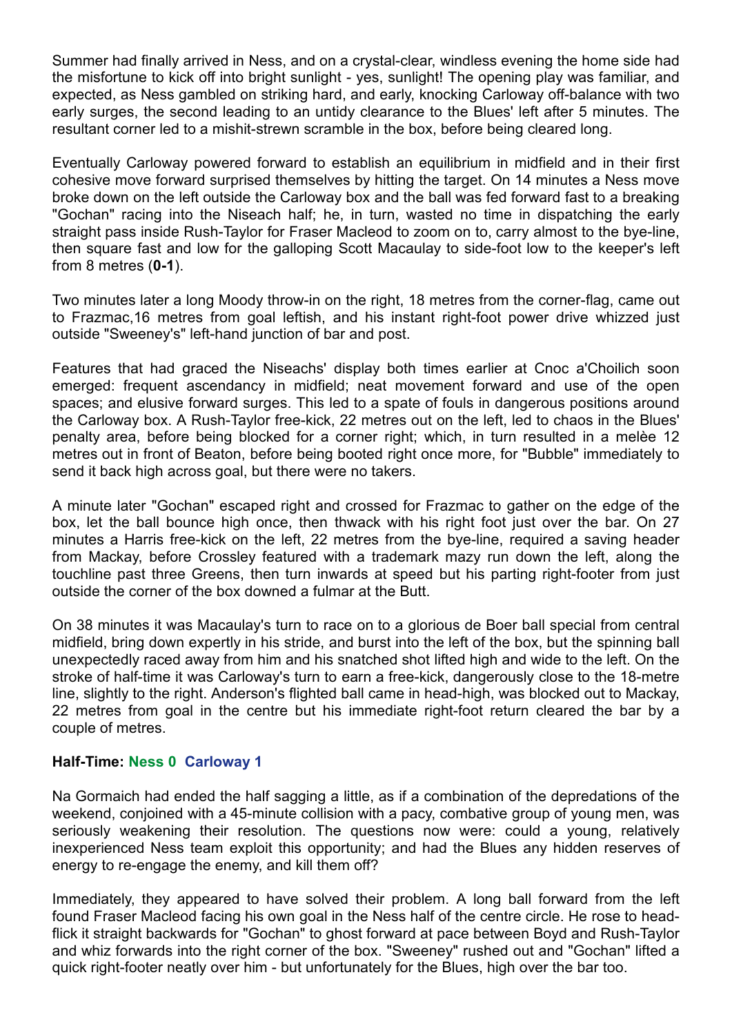Summer had finally arrived in Ness, and on a crystal-clear, windless evening the home side had the misfortune to kick off into bright sunlight - yes, sunlight! The opening play was familiar, and expected, as Ness gambled on striking hard, and early, knocking Carloway off-balance with two early surges, the second leading to an untidy clearance to the Blues' left after 5 minutes. The resultant corner led to a mishit-strewn scramble in the box, before being cleared long.

Eventually Carloway powered forward to establish an equilibrium in midfield and in their first cohesive move forward surprised themselves by hitting the target. On 14 minutes a Ness move broke down on the left outside the Carloway box and the ball was fed forward fast to a breaking "Gochan" racing into the Niseach half; he, in turn, wasted no time in dispatching the early straight pass inside Rush-Taylor for Fraser Macleod to zoom on to, carry almost to the bye-line, then square fast and low for the galloping Scott Macaulay to side-foot low to the keeper's left from 8 metres (**0-1**).

Two minutes later a long Moody throw-in on the right, 18 metres from the corner-flag, came out to Frazmac,16 metres from goal leftish, and his instant right-foot power drive whizzed just outside "Sweeney's" left-hand junction of bar and post.

Features that had graced the Niseachs' display both times earlier at Cnoc a'Choilich soon emerged: frequent ascendancy in midfield; neat movement forward and use of the open spaces; and elusive forward surges. This led to a spate of fouls in dangerous positions around the Carloway box. A Rush-Taylor free-kick, 22 metres out on the left, led to chaos in the Blues' penalty area, before being blocked for a corner right; which, in turn resulted in a melèe 12 metres out in front of Beaton, before being booted right once more, for "Bubble" immediately to send it back high across goal, but there were no takers.

A minute later "Gochan" escaped right and crossed for Frazmac to gather on the edge of the box, let the ball bounce high once, then thwack with his right foot just over the bar. On 27 minutes a Harris free-kick on the left, 22 metres from the bye-line, required a saving header from Mackay, before Crossley featured with a trademark mazy run down the left, along the touchline past three Greens, then turn inwards at speed but his parting right-footer from just outside the corner of the box downed a fulmar at the Butt.

On 38 minutes it was Macaulay's turn to race on to a glorious de Boer ball special from central midfield, bring down expertly in his stride, and burst into the left of the box, but the spinning ball unexpectedly raced away from him and his snatched shot lifted high and wide to the left. On the stroke of half-time it was Carloway's turn to earn a free-kick, dangerously close to the 18-metre line, slightly to the right. Anderson's flighted ball came in head-high, was blocked out to Mackay, 22 metres from goal in the centre but his immediate right-foot return cleared the bar by a couple of metres.

**Half-Time: Ness 0 Carloway 1**

Na Gormaich had ended the half sagging a little, as if a combination of the depredations of the weekend, conjoined with a 45-minute collision with a pacy, combative group of young men, was seriously weakening their resolution. The questions now were: could a young, relatively inexperienced Ness team exploit this opportunity; and had the Blues any hidden reserves of energy to re-engage the enemy, and kill them off?

Immediately, they appeared to have solved their problem. A long ball forward from the left found Fraser Macleod facing his own goal in the Ness half of the centre circle. He rose to head-flick it straight backwards for "Gochan" to ghost forward at pace between Boyd and Rush-Taylor and whiz forwards into the right corner of the box. "Sweeney" rushed out and "Gochan" lifted a quick right-footer neatly over him - but unfortunately for the Blues, high over the bar too.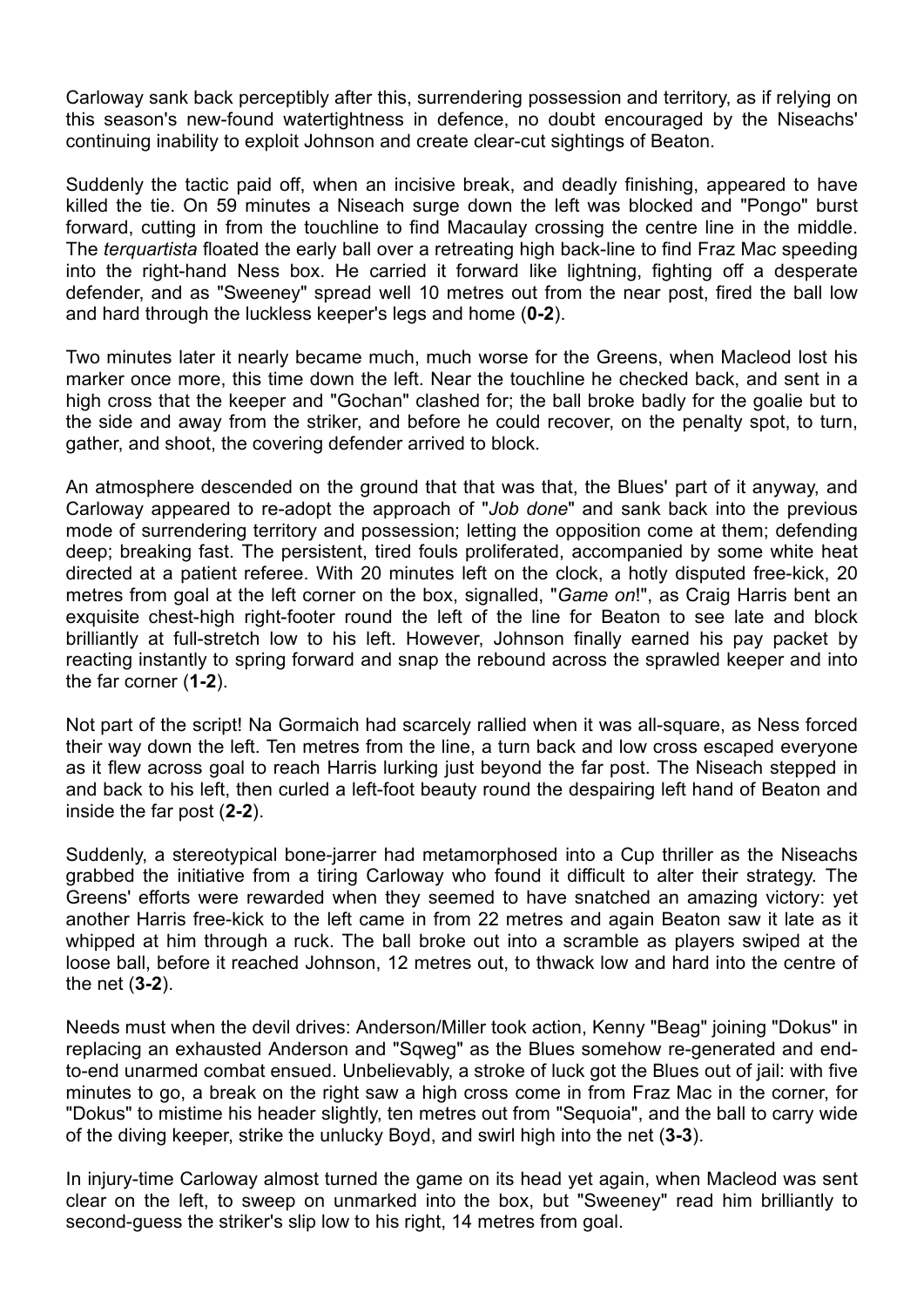Carloway sank back perceptibly after this, surrendering possession and territory, as if relying on this season's new-found watertightness in defence, no doubt encouraged by the Niseachs' continuing inability to exploit Johnson and create clear-cut sightings of Beaton.

Suddenly the tactic paid off, when an incisive break, and deadly finishing, appeared to have killed the tie. On 59 minutes a Niseach surge down the left was blocked and "Pongo" burst forward, cutting in from the touchline to find Macaulay crossing the centre line in the middle. The *terquartista* floated the early ball over a retreating high back-line to find Fraz Mac speeding into the right-hand Ness box. He carried it forward like lightning, fighting off a desperate defender, and as "Sweeney" spread well 10 metres out from the near post, fired the ball low and hard through the luckless keeper's legs and home (**0-2**).

Two minutes later it nearly became much, much worse for the Greens, when Macleod lost his marker once more, this time down the left. Near the touchline he checked back, and sent in a high cross that the keeper and "Gochan" clashed for; the ball broke badly for the goalie but to the side and away from the striker, and before he could recover, on the penalty spot, to turn, gather, and shoot, the covering defender arrived to block.

An atmosphere descended on the ground that that was that, the Blues' part of it anyway, and Carloway appeared to re-adopt the approach of "*Job done*" and sank back into the previous mode of surrendering territory and possession; letting the opposition come at them; defending deep; breaking fast. The persistent, tired fouls proliferated, accompanied by some white heat directed at a patient referee. With 20 minutes left on the clock, a hotly disputed free-kick, 20 metres from goal at the left corner on the box, signalled, "*Game on*!", as Craig Harris bent an exquisite chest-high right-footer round the left of the line for Beaton to see late and block brilliantly at full-stretch low to his left. However, Johnson finally earned his pay packet by reacting instantly to spring forward and snap the rebound across the sprawled keeper and into the far corner (**1-2**).

Not part of the script! Na Gormaich had scarcely rallied when it was all-square, as Ness forced their way down the left. Ten metres from the line, a turn back and low cross escaped everyone as it flew across goal to reach Harris lurking just beyond the far post. The Niseach stepped in and back to his left, then curled a left-foot beauty round the despairing left hand of Beaton and inside the far post (**2-2**).

Suddenly, a stereotypical bone-jarrer had metamorphosed into a Cup thriller as the Niseachs grabbed the initiative from a tiring Carloway who found it difficult to alter their strategy. The Greens' efforts were rewarded when they seemed to have snatched an amazing victory: yet another Harris free-kick to the left came in from 22 metres and again Beaton saw it late as it whipped at him through a ruck. The ball broke out into a scramble as players swiped at the loose ball, before it reached Johnson, 12 metres out, to thwack low and hard into the centre of the net (**3-2**).

Needs must when the devil drives: Anderson/Miller took action, Kenny "Beag" joining "Dokus" in replacing an exhausted Anderson and "Sqweg" as the Blues somehow re-generated and end-to-end unarmed combat ensued. Unbelievably, a stroke of luck got the Blues out of jail: with five minutes to go, a break on the right saw a high cross come in from Fraz Mac in the corner, for "Dokus" to mistime his header slightly, ten metres out from "Sequoia", and the ball to carry wide of the diving keeper, strike the unlucky Boyd, and swirl high into the net (**3-3**).

In injury-time Carloway almost turned the game on its head yet again, when Macleod was sent clear on the left, to sweep on unmarked into the box, but "Sweeney" read him brilliantly to second-guess the striker's slip low to his right, 14 metres from goal.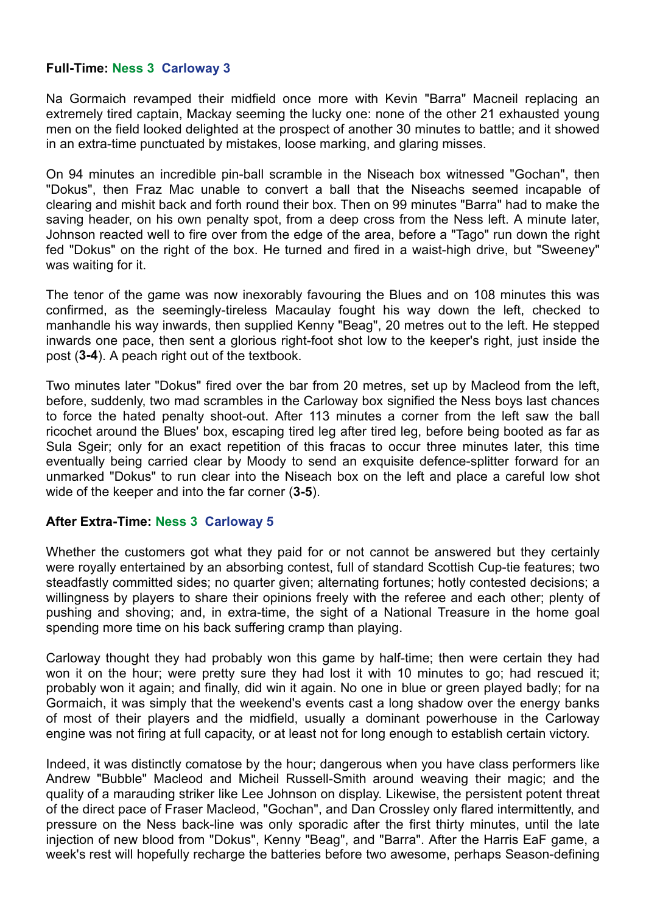**Full-Time: Ness 3  Carloway 3**

Na Gormaich revamped their midfield once more with Kevin "Barra" Macneil replacing an extremely tired captain, Mackay seeming the lucky one: none of the other 21 exhausted young men on the field looked delighted at the prospect of another 30 minutes to battle; and it showed in an extra-time punctuated by mistakes, loose marking, and glaring misses.

On 94 minutes an incredible pin-ball scramble in the Niseach box witnessed "Gochan", then "Dokus", then Fraz Mac unable to convert a ball that the Niseachs seemed incapable of clearing and mishit back and forth round their box. Then on 99 minutes "Barra" had to make the saving header, on his own penalty spot, from a deep cross from the Ness left. A minute later, Johnson reacted well to fire over from the edge of the area, before a "Tago" run down the right fed "Dokus" on the right of the box. He turned and fired in a waist-high drive, but "Sweeney" was waiting for it.

The tenor of the game was now inexorably favouring the Blues and on 108 minutes this was confirmed, as the seemingly-tireless Macaulay fought his way down the left, checked to manhandle his way inwards, then supplied Kenny "Beag", 20 metres out to the left. He stepped inwards one pace, then sent a glorious right-foot shot low to the keeper's right, just inside the post (**3-4**). A peach right out of the textbook.

Two minutes later "Dokus" fired over the bar from 20 metres, set up by Macleod from the left, before, suddenly, two mad scrambles in the Carloway box signified the Ness boys last chances to force the hated penalty shoot-out. After 113 minutes a corner from the left saw the ball ricochet around the Blues' box, escaping tired leg after tired leg, before being booted as far as Sula Sgeir; only for an exact repetition of this fracas to occur three minutes later, this time eventually being carried clear by Moody to send an exquisite defence-splitter forward for an unmarked "Dokus" to run clear into the Niseach box on the left and place a careful low shot wide of the keeper and into the far corner (**3-5**).

**After Extra-Time: Ness 3  Carloway 5**

Whether the customers got what they paid for or not cannot be answered but they certainly were royally entertained by an absorbing contest, full of standard Scottish Cup-tie features; two steadfastly committed sides; no quarter given; alternating fortunes; hotly contested decisions; a willingness by players to share their opinions freely with the referee and each other; plenty of pushing and shoving; and, in extra-time, the sight of a National Treasure in the home goal spending more time on his back suffering cramp than playing.

Carloway thought they had probably won this game by half-time; then were certain they had won it on the hour; were pretty sure they had lost it with 10 minutes to go; had rescued it; probably won it again; and finally, did win it again. No one in blue or green played badly; for na Gormaich, it was simply that the weekend's events cast a long shadow over the energy banks of most of their players and the midfield, usually a dominant powerhouse in the Carloway engine was not firing at full capacity, or at least not for long enough to establish certain victory.

Indeed, it was distinctly comatose by the hour; dangerous when you have class performers like Andrew "Bubble" Macleod and Micheil Russell-Smith around weaving their magic; and the quality of a marauding striker like Lee Johnson on display. Likewise, the persistent potent threat of the direct pace of Fraser Macleod, "Gochan", and Dan Crossley only flared intermittently, and pressure on the Ness back-line was only sporadic after the first thirty minutes, until the late injection of new blood from "Dokus", Kenny "Beag", and "Barra". After the Harris EaF game, a week's rest will hopefully recharge the batteries before two awesome, perhaps Season-defining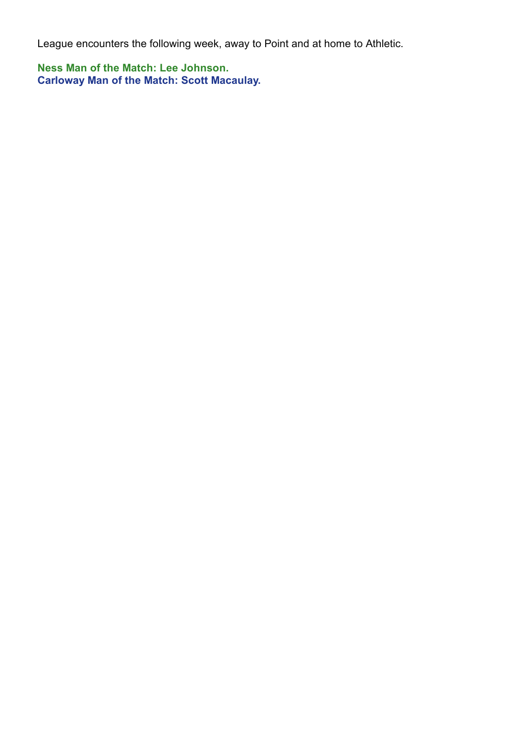League encounters the following week, away to Point and at home to Athletic.

**Ness Man of the Match: Lee Johnson.**
**Carloway Man of the Match: Scott Macaulay.**